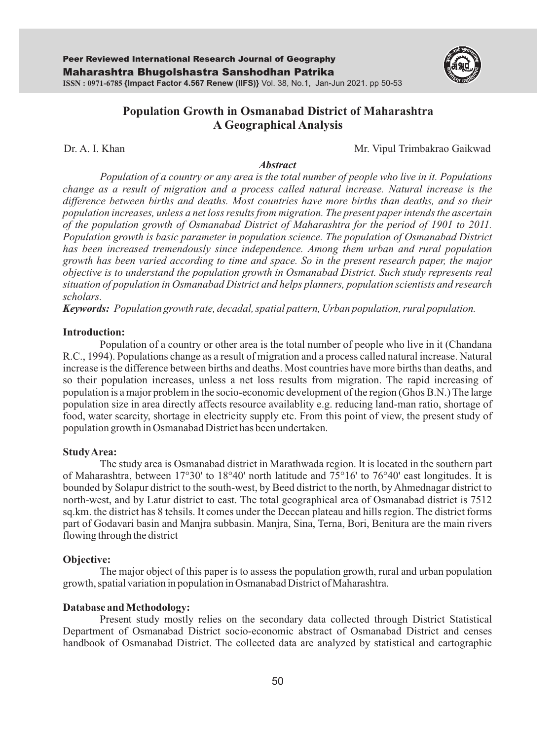# Population Growth in Osmanabad District of Maharashtra A Geographical Analysis

Dr. A. I. Khan

Mr. Vipul Trimbakrao Gaikwad

***Abstract***

*Population of a country or any area is the total number of people who live in it. Populations change as a result of migration and a process called natural increase. Natural increase is the difference between births and deaths. Most countries have more births than deaths, and so their population increases, unless a net loss results from migration. The present paper intends the ascertain of the population growth of Osmanabad District of Maharashtra for the period of 1901 to 2011. Population growth is basic parameter in population science. The population of Osmanabad District has been increased tremendously since independence. Among them urban and rural population growth has been varied according to time and space. So in the present research paper, the major objective is to understand the population growth in Osmanabad District. Such study represents real situation of population in Osmanabad District and helps planners, population scientists and research scholars.*

***Keywords:*** *Population growth rate, decadal, spatial pattern, Urban population, rural population.*

## Introduction:

Population of a country or other area is the total number of people who live in it (Chandana R.C., 1994). Populations change as a result of migration and a process called natural increase. Natural increase is the difference between births and deaths. Most countries have more births than deaths, and so their population increases, unless a net loss results from migration. The rapid increasing of population is a major problem in the socio-economic development of the region (Ghos B.N.) The large population size in area directly affects resource availablity e.g. reducing land-man ratio, shortage of food, water scarcity, shortage in electricity supply etc. From this point of view, the present study of population growth in Osmanabad District has been undertaken.

## Study Area:

The study area is Osmanabad district in Marathwada region. It is located in the southern part of Maharashtra, between 17°30' to 18°40' north latitude and 75°16' to 76°40' east longitudes. It is bounded by Solapur district to the south-west, by Beed district to the north, by Ahmednagar district to north-west, and by Latur district to east. The total geographical area of Osmanabad district is 7512 sq.km. the district has 8 tehsils. It comes under the Deccan plateau and hills region. The district forms part of Godavari basin and Manjra subbasin. Manjra, Sina, Terna, Bori, Benitura are the main rivers flowing through the district

## Objective:

The major object of this paper is to assess the population growth, rural and urban population growth, spatial variation in population in Osmanabad District of Maharashtra.

## Database and Methodology:

Present study mostly relies on the secondary data collected through District Statistical Department of Osmanabad District socio-economic abstract of Osmanabad District and censes handbook of Osmanabad District. The collected data are analyzed by statistical and cartographic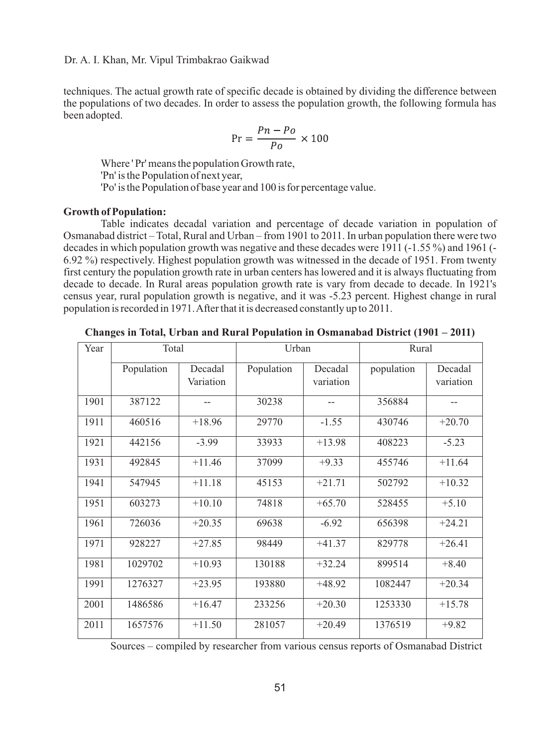techniques. The actual growth rate of specific decade is obtained by dividing the difference between the populations of two decades. In order to assess the population growth, the following formula has been adopted.

$$\text{Pr} = \frac{Pn - Po}{Po} \times 100$$

Where 'Pr' means the population Growth rate,
'Pn' is the Population of next year,
'Po' is the Population of base year and 100 is for percentage value.

**Growth of Population:**

Table indicates decadal variation and percentage of decade variation in population of Osmanabad district – Total, Rural and Urban – from 1901 to 2011. In urban population there were two decades in which population growth was negative and these decades were 1911 (-1.55 %) and 1961 (-6.92 %) respectively. Highest population growth was witnessed in the decade of 1951. From twenty first century the population growth rate in urban centers has lowered and it is always fluctuating from decade to decade. In Rural areas population growth rate is vary from decade to decade. In 1921's census year, rural population growth is negative, and it was -5.23 percent. Highest change in rural population is recorded in 1971. After that it is decreased constantly up to 2011.

**Changes in Total, Urban and Rural Population in Osmanabad District (1901 – 2011)**

| Year | Total | | Urban | | Rural | |
|---|---|---|---|---|---|---|
| | Population | Decadal Variation | Population | Decadal variation | population | Decadal variation |
| 1901 | 387122 | -- | 30238 | -- | 356884 | -- |
| 1911 | 460516 | +18.96 | 29770 | -1.55 | 430746 | +20.70 |
| 1921 | 442156 | -3.99 | 33933 | +13.98 | 408223 | -5.23 |
| 1931 | 492845 | +11.46 | 37099 | +9.33 | 455746 | +11.64 |
| 1941 | 547945 | +11.18 | 45153 | +21.71 | 502792 | +10.32 |
| 1951 | 603273 | +10.10 | 74818 | +65.70 | 528455 | +5.10 |
| 1961 | 726036 | +20.35 | 69638 | -6.92 | 656398 | +24.21 |
| 1971 | 928227 | +27.85 | 98449 | +41.37 | 829778 | +26.41 |
| 1981 | 1029702 | +10.93 | 130188 | +32.24 | 899514 | +8.40 |
| 1991 | 1276327 | +23.95 | 193880 | +48.92 | 1082447 | +20.34 |
| 2001 | 1486586 | +16.47 | 233256 | +20.30 | 1253330 | +15.78 |
| 2011 | 1657576 | +11.50 | 281057 | +20.49 | 1376519 | +9.82 |

Sources – compiled by researcher from various census reports of Osmanabad District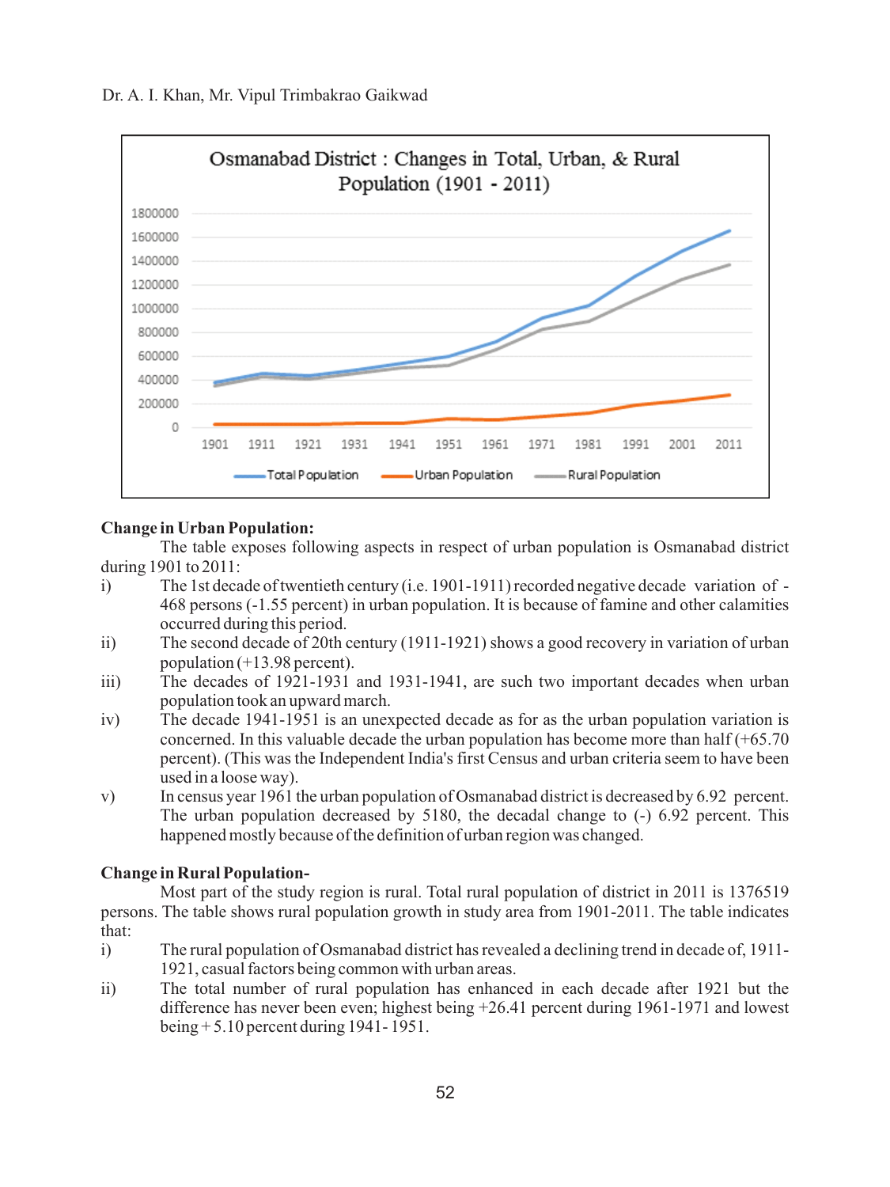Osmanabad District : Changes in Total, Urban, & Rural Population (1901 - 2011)

**Change in Urban Population:**

The table exposes following aspects in respect of urban population is Osmanabad district during 1901 to 2011:

i) The 1st decade of twentieth century (i.e. 1901-1911) recorded negative decade variation of -468 persons (-1.55 percent) in urban population. It is because of famine and other calamities occurred during this period.

ii) The second decade of 20th century (1911-1921) shows a good recovery in variation of urban population (+13.98 percent).

iii) The decades of 1921-1931 and 1931-1941, are such two important decades when urban population took an upward march.

iv) The decade 1941-1951 is an unexpected decade as for as the urban population variation is concerned. In this valuable decade the urban population has become more than half (+65.70 percent). (This was the Independent India's first Census and urban criteria seem to have been used in a loose way).

v) In census year 1961 the urban population of Osmanabad district is decreased by 6.92 percent. The urban population decreased by 5180, the decadal change to (-) 6.92 percent. This happened mostly because of the definition of urban region was changed.

**Change in Rural Population-**

Most part of the study region is rural. Total rural population of district in 2011 is 1376519 persons. The table shows rural population growth in study area from 1901-2011. The table indicates that:

i) The rural population of Osmanabad district has revealed a declining trend in decade of, 1911-1921, casual factors being common with urban areas.

ii) The total number of rural population has enhanced in each decade after 1921 but the difference has never been even; highest being +26.41 percent during 1961-1971 and lowest being + 5.10 percent during 1941- 1951.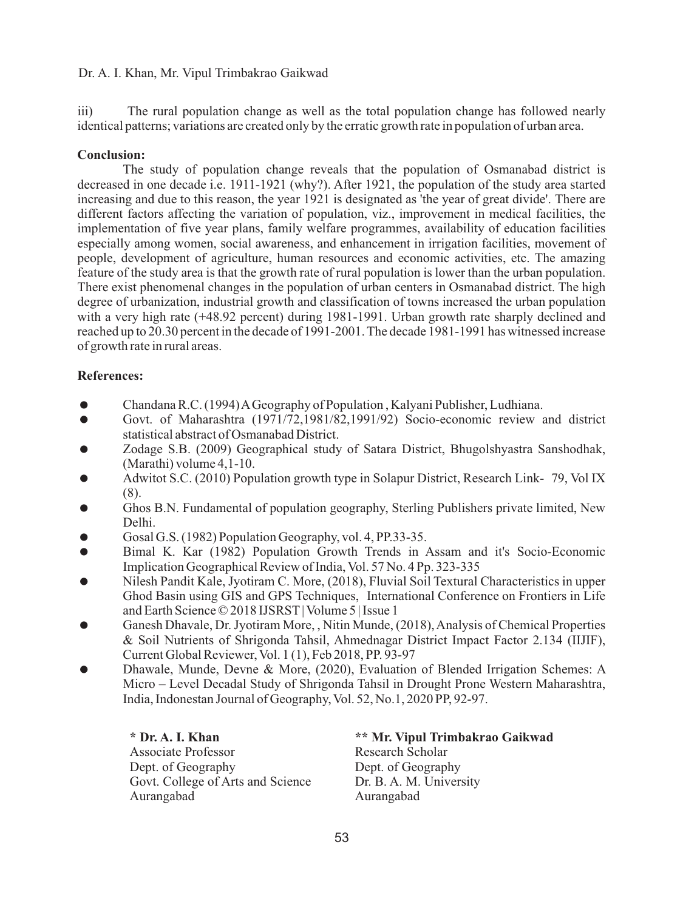iii) The rural population change as well as the total population change has followed nearly identical patterns; variations are created only by the erratic growth rate in population of urban area.

**Conclusion:**

The study of population change reveals that the population of Osmanabad district is decreased in one decade i.e. 1911-1921 (why?). After 1921, the population of the study area started increasing and due to this reason, the year 1921 is designated as 'the year of great divide'. There are different factors affecting the variation of population, viz., improvement in medical facilities, the implementation of five year plans, family welfare programmes, availability of education facilities especially among women, social awareness, and enhancement in irrigation facilities, movement of people, development of agriculture, human resources and economic activities, etc. The amazing feature of the study area is that the growth rate of rural population is lower than the urban population. There exist phenomenal changes in the population of urban centers in Osmanabad district. The high degree of urbanization, industrial growth and classification of towns increased the urban population with a very high rate (+48.92 percent) during 1981-1991. Urban growth rate sharply declined and reached up to 20.30 percent in the decade of 1991-2001. The decade 1981-1991 has witnessed increase of growth rate in rural areas.

**References:**

- Chandana R.C. (1994) A Geography of Population , Kalyani Publisher, Ludhiana.
- Govt. of Maharashtra (1971/72,1981/82,1991/92) Socio-economic review and district statistical abstract of Osmanabad District.
- Zodage S.B. (2009) Geographical study of Satara District, Bhugolshyastra Sanshodhak, (Marathi) volume 4,1-10.
- Adwitot S.C. (2010) Population growth type in Solapur District, Research Link- 79, Vol IX (8).
- Ghos B.N. Fundamental of population geography, Sterling Publishers private limited, New Delhi.
- Gosal G.S. (1982) Population Geography, vol. 4, PP.33-35.
- Bimal K. Kar (1982) Population Growth Trends in Assam and it's Socio-Economic Implication Geographical Review of India, Vol. 57 No. 4 Pp. 323-335
- Nilesh Pandit Kale, Jyotiram C. More, (2018), Fluvial Soil Textural Characteristics in upper Ghod Basin using GIS and GPS Techniques, International Conference on Frontiers in Life and Earth Science © 2018 IJSRST | Volume 5 | Issue 1
- Ganesh Dhavale, Dr. Jyotiram More, , Nitin Munde, (2018), Analysis of Chemical Properties & Soil Nutrients of Shrigonda Tahsil, Ahmednagar District Impact Factor 2.134 (IIJIF), Current Global Reviewer, Vol. 1 (1), Feb 2018, PP. 93-97
- Dhawale, Munde, Devne & More, (2020), Evaluation of Blended Irrigation Schemes: A Micro – Level Decadal Study of Shrigonda Tahsil in Drought Prone Western Maharashtra, India, Indonestan Journal of Geography, Vol. 52, No.1, 2020 PP, 92-97.

**\* Dr. A. I. Khan**
Associate Professor
Dept. of Geography
Govt. College of Arts and Science
Aurangabad

**\*\* Mr. Vipul Trimbakrao Gaikwad**
Research Scholar
Dept. of Geography
Dr. B. A. M. University
Aurangabad